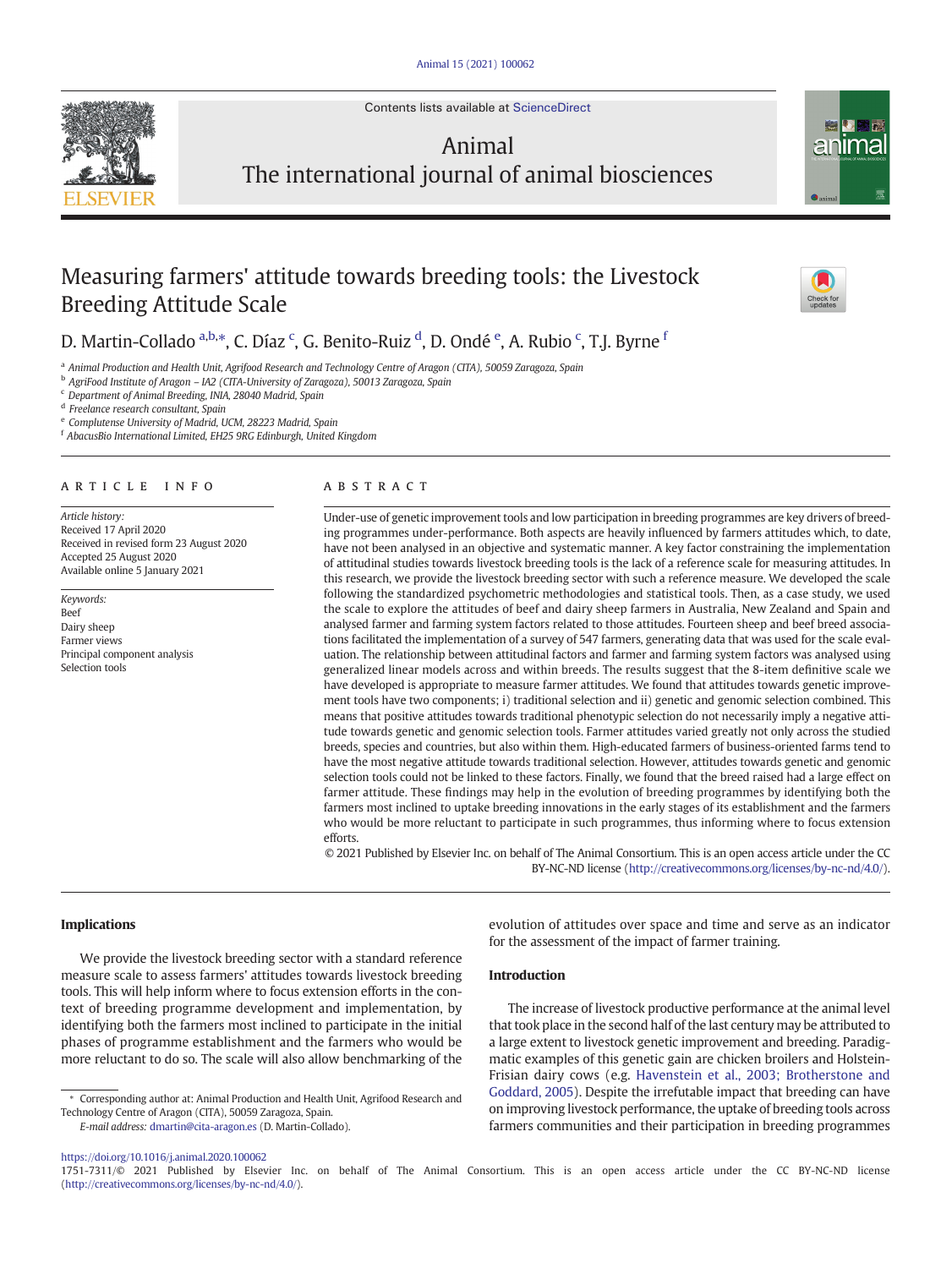# Measuring farmers' attitude towards breeding tools: the Livestock Breeding Attitude Scale

D. Martin-Collado [a,b,*], C. Díaz [c], G. Benito-Ruiz [d], D. Ondé [e], A. Rubio [c], T.J. Byrne [f]

[a] Animal Production and Health Unit, Agrifood Research and Technology Centre of Aragon (CITA), 50059 Zaragoza, Spain
[b] AgriFood Institute of Aragon – IA2 (CITA-University of Zaragoza), 50013 Zaragoza, Spain
[c] Department of Animal Breeding, INIA, 28040 Madrid, Spain
[d] Freelance research consultant, Spain
[e] Complutense University of Madrid, UCM, 28223 Madrid, Spain
[f] AbacusBio International Limited, EH25 9RG Edinburgh, United Kingdom

## ARTICLE INFO

*Article history:*
Received 17 April 2020
Received in revised form 23 August 2020
Accepted 25 August 2020
Available online 5 January 2021

*Keywords:*
Beef
Dairy sheep
Farmer views
Principal component analysis
Selection tools

## ABSTRACT

Under-use of genetic improvement tools and low participation in breeding programmes are key drivers of breeding programmes under-performance. Both aspects are heavily influenced by farmers attitudes which, to date, have not been analysed in an objective and systematic manner. A key factor constraining the implementation of attitudinal studies towards livestock breeding tools is the lack of a reference scale for measuring attitudes. In this research, we provide the livestock breeding sector with such a reference measure. We developed the scale following the standardized psychometric methodologies and statistical tools. Then, as a case study, we used the scale to explore the attitudes of beef and dairy sheep farmers in Australia, New Zealand and Spain and analysed farmer and farming system factors related to those attitudes. Fourteen sheep and beef breed associations facilitated the implementation of a survey of 547 farmers, generating data that was used for the scale evaluation. The relationship between attitudinal factors and farmer and farming system factors was analysed using generalized linear models across and within breeds. The results suggest that the 8-item definitive scale we have developed is appropriate to measure farmer attitudes. We found that attitudes towards genetic improvement tools have two components; i) traditional selection and ii) genetic and genomic selection combined. This means that positive attitudes towards traditional phenotypic selection do not necessarily imply a negative attitude towards genetic and genomic selection tools. Farmer attitudes varied greatly not only across the studied breeds, species and countries, but also within them. High-educated farmers of business-oriented farms tend to have the most negative attitude towards traditional selection. However, attitudes towards genetic and genomic selection tools could not be linked to these factors. Finally, we found that the breed raised had a large effect on farmer attitude. These findings may help in the evolution of breeding programmes by identifying both the farmers most inclined to uptake breeding innovations in the early stages of its establishment and the farmers who would be more reluctant to participate in such programmes, thus informing where to focus extension efforts.

© 2021 Published by Elsevier Inc. on behalf of The Animal Consortium. This is an open access article under the CC BY-NC-ND license (http://creativecommons.org/licenses/by-nc-nd/4.0/).

## Implications

We provide the livestock breeding sector with a standard reference measure scale to assess farmers' attitudes towards livestock breeding tools. This will help inform where to focus extension efforts in the context of breeding programme development and implementation, by identifying both the farmers most inclined to participate in the initial phases of programme establishment and the farmers who would be more reluctant to do so. The scale will also allow benchmarking of the evolution of attitudes over space and time and serve as an indicator for the assessment of the impact of farmer training.

## Introduction

The increase of livestock productive performance at the animal level that took place in the second half of the last century may be attributed to a large extent to livestock genetic improvement and breeding. Paradigmatic examples of this genetic gain are chicken broilers and Holstein-Frisian dairy cows (e.g. Havenstein et al., 2003; Brotherstone and Goddard, 2005). Despite the irrefutable impact that breeding can have on improving livestock performance, the uptake of breeding tools across farmers communities and their participation in breeding programmes

* Corresponding author at: Animal Production and Health Unit, Agrifood Research and Technology Centre of Aragon (CITA), 50059 Zaragoza, Spain.
*E-mail address:* dmartin@cita-aragon.es (D. Martin-Collado).

https://doi.org/10.1016/j.animal.2020.100062
1751-7311/© 2021 Published by Elsevier Inc. on behalf of The Animal Consortium. This is an open access article under the CC BY-NC-ND license (http://creativecommons.org/licenses/by-nc-nd/4.0/).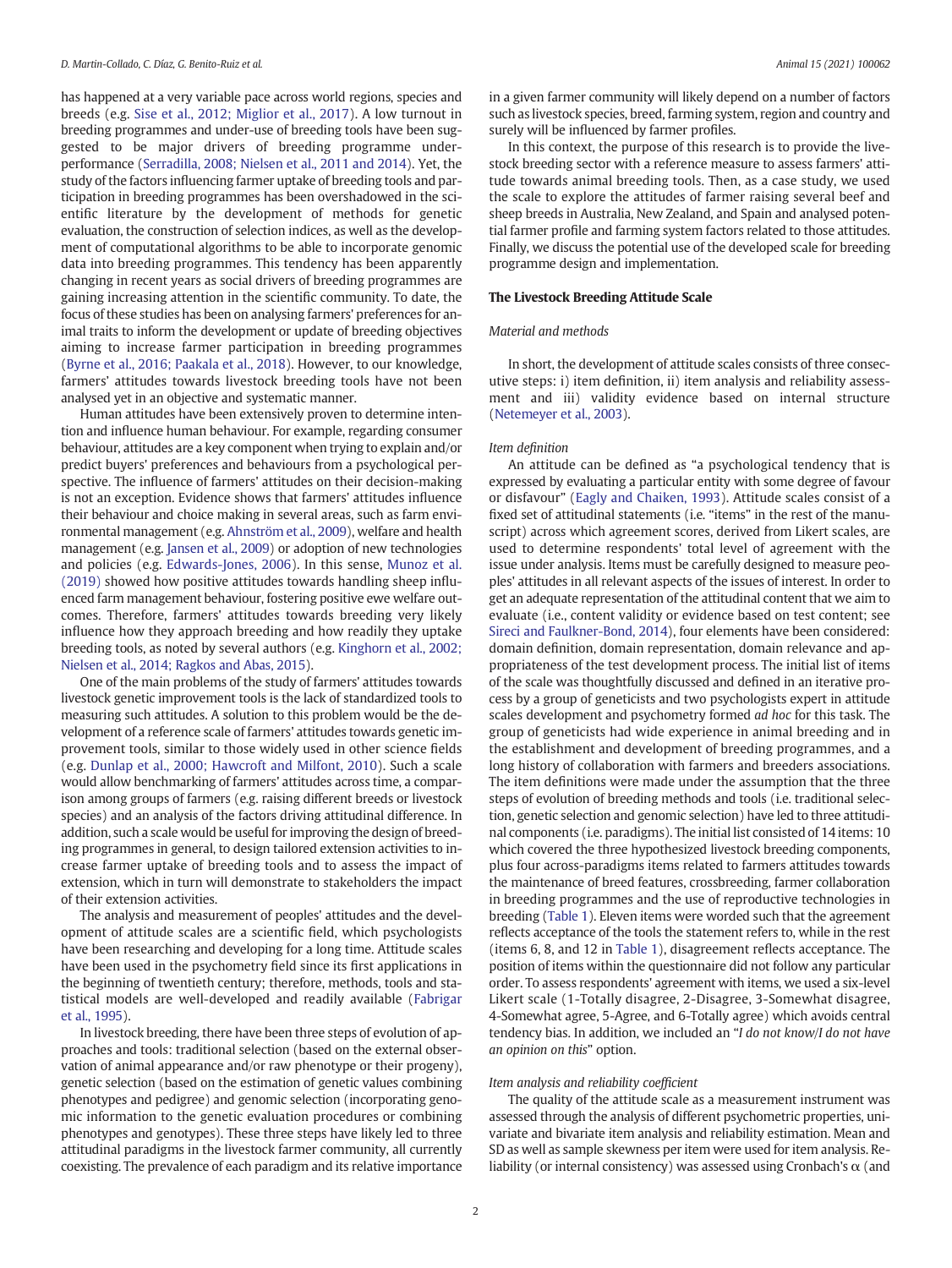has happened at a very variable pace across world regions, species and breeds (e.g. Sise et al., 2012; Miglior et al., 2017). A low turnout in breeding programmes and under-use of breeding tools have been suggested to be major drivers of breeding programme underperformance (Serradilla, 2008; Nielsen et al., 2011 and 2014). Yet, the study of the factors influencing farmer uptake of breeding tools and participation in breeding programmes has been overshadowed in the scientific literature by the development of methods for genetic evaluation, the construction of selection indices, as well as the development of computational algorithms to be able to incorporate genomic data into breeding programmes. This tendency has been apparently changing in recent years as social drivers of breeding programmes are gaining increasing attention in the scientific community. To date, the focus of these studies has been on analysing farmers' preferences for animal traits to inform the development or update of breeding objectives aiming to increase farmer participation in breeding programmes (Byrne et al., 2016; Paakala et al., 2018). However, to our knowledge, farmers' attitudes towards livestock breeding tools have not been analysed yet in an objective and systematic manner.

Human attitudes have been extensively proven to determine intention and influence human behaviour. For example, regarding consumer behaviour, attitudes are a key component when trying to explain and/or predict buyers' preferences and behaviours from a psychological perspective. The influence of farmers' attitudes on their decision-making is not an exception. Evidence shows that farmers' attitudes influence their behaviour and choice making in several areas, such as farm environmental management (e.g. Ahnström et al., 2009), welfare and health management (e.g. Jansen et al., 2009) or adoption of new technologies and policies (e.g. Edwards-Jones, 2006). In this sense, Munoz et al. (2019) showed how positive attitudes towards handling sheep influenced farm management behaviour, fostering positive ewe welfare outcomes. Therefore, farmers' attitudes towards breeding very likely influence how they approach breeding and how readily they uptake breeding tools, as noted by several authors (e.g. Kinghorn et al., 2002; Nielsen et al., 2014; Ragkos and Abas, 2015).

One of the main problems of the study of farmers' attitudes towards livestock genetic improvement tools is the lack of standardized tools to measuring such attitudes. A solution to this problem would be the development of a reference scale of farmers' attitudes towards genetic improvement tools, similar to those widely used in other science fields (e.g. Dunlap et al., 2000; Hawcroft and Milfont, 2010). Such a scale would allow benchmarking of farmers' attitudes across time, a comparison among groups of farmers (e.g. raising different breeds or livestock species) and an analysis of the factors driving attitudinal difference. In addition, such a scale would be useful for improving the design of breeding programmes in general, to design tailored extension activities to increase farmer uptake of breeding tools and to assess the impact of extension, which in turn will demonstrate to stakeholders the impact of their extension activities.

The analysis and measurement of peoples' attitudes and the development of attitude scales are a scientific field, which psychologists have been researching and developing for a long time. Attitude scales have been used in the psychometry field since its first applications in the beginning of twentieth century; therefore, methods, tools and statistical models are well-developed and readily available (Fabrigar et al., 1995).

In livestock breeding, there have been three steps of evolution of approaches and tools: traditional selection (based on the external observation of animal appearance and/or raw phenotype or their progeny), genetic selection (based on the estimation of genetic values combining phenotypes and pedigree) and genomic selection (incorporating genomic information to the genetic evaluation procedures or combining phenotypes and genotypes). These three steps have likely led to three attitudinal paradigms in the livestock farmer community, all currently coexisting. The prevalence of each paradigm and its relative importance in a given farmer community will likely depend on a number of factors such as livestock species, breed, farming system, region and country and surely will be influenced by farmer profiles.

In this context, the purpose of this research is to provide the livestock breeding sector with a reference measure to assess farmers' attitude towards animal breeding tools. Then, as a case study, we used the scale to explore the attitudes of farmer raising several beef and sheep breeds in Australia, New Zealand, and Spain and analysed potential farmer profile and farming system factors related to those attitudes. Finally, we discuss the potential use of the developed scale for breeding programme design and implementation.

## The Livestock Breeding Attitude Scale

### *Material and methods*

In short, the development of attitude scales consists of three consecutive steps: i) item definition, ii) item analysis and reliability assessment and iii) validity evidence based on internal structure (Netemeyer et al., 2003).

#### *Item definition*

An attitude can be defined as "a psychological tendency that is expressed by evaluating a particular entity with some degree of favour or disfavour" (Eagly and Chaiken, 1993). Attitude scales consist of a fixed set of attitudinal statements (i.e. "items" in the rest of the manuscript) across which agreement scores, derived from Likert scales, are used to determine respondents' total level of agreement with the issue under analysis. Items must be carefully designed to measure peoples' attitudes in all relevant aspects of the issues of interest. In order to get an adequate representation of the attitudinal content that we aim to evaluate (i.e., content validity or evidence based on test content; see Sireci and Faulkner-Bond, 2014), four elements have been considered: domain definition, domain representation, domain relevance and appropriateness of the test development process. The initial list of items of the scale was thoughtfully discussed and defined in an iterative process by a group of geneticists and two psychologists expert in attitude scales development and psychometry formed *ad hoc* for this task. The group of geneticists had wide experience in animal breeding and in the establishment and development of breeding programmes, and a long history of collaboration with farmers and breeders associations. The item definitions were made under the assumption that the three steps of evolution of breeding methods and tools (i.e. traditional selection, genetic selection and genomic selection) have led to three attitudinal components (i.e. paradigms). The initial list consisted of 14 items: 10 which covered the three hypothesized livestock breeding components, plus four across-paradigms items related to farmers attitudes towards the maintenance of breed features, crossbreeding, farmer collaboration in breeding programmes and the use of reproductive technologies in breeding (Table 1). Eleven items were worded such that the agreement reflects acceptance of the tools the statement refers to, while in the rest (items 6, 8, and 12 in Table 1), disagreement reflects acceptance. The position of items within the questionnaire did not follow any particular order. To assess respondents' agreement with items, we used a six-level Likert scale (1-Totally disagree, 2-Disagree, 3-Somewhat disagree, 4-Somewhat agree, 5-Agree, and 6-Totally agree) which avoids central tendency bias. In addition, we included an "*I do not know/I do not have an opinion on this*" option.

#### *Item analysis and reliability coefficient*

The quality of the attitude scale as a measurement instrument was assessed through the analysis of different psychometric properties, univariate and bivariate item analysis and reliability estimation. Mean and SD as well as sample skewness per item were used for item analysis. Reliability (or internal consistency) was assessed using Cronbach's α (and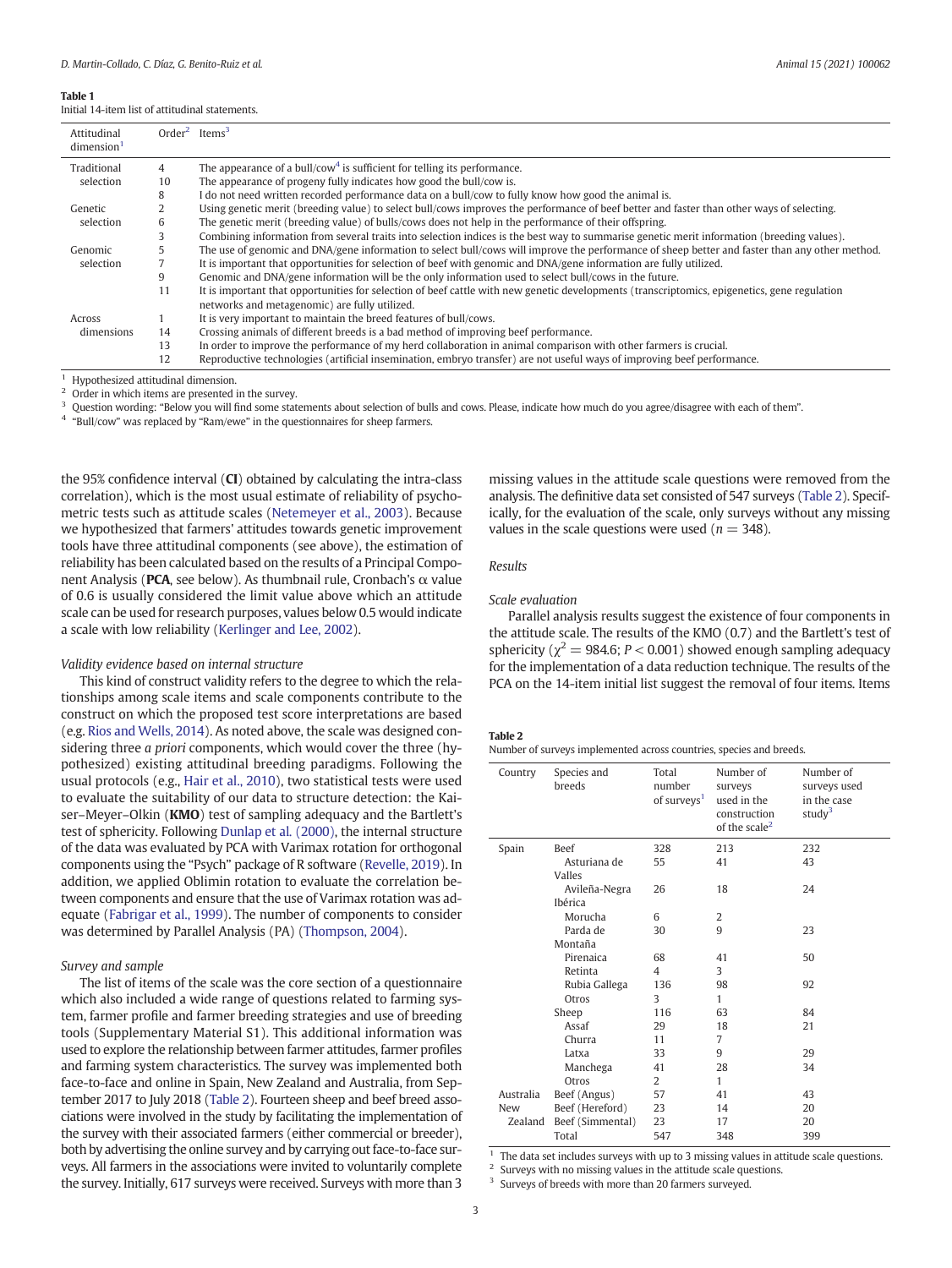**Table 1**
Initial 14-item list of attitudinal statements.

| Attitudinal dimension[1] | Order[2] | Items[3] |
|---|---|---|
| Traditional selection | 4 | The appearance of a bull/cow[4] is sufficient for telling its performance. |
| | 10 | The appearance of progeny fully indicates how good the bull/cow is. |
| | 8 | I do not need written recorded performance data on a bull/cow to fully know how good the animal is. |
| Genetic selection | 2 | Using genetic merit (breeding value) to select bull/cows improves the performance of beef better and faster than other ways of selecting. |
| | 6 | The genetic merit (breeding value) of bulls/cows does not help in the performance of their offspring. |
| | 3 | Combining information from several traits into selection indices is the best way to summarise genetic merit information (breeding values). |
| Genomic selection | 5 | The use of genomic and DNA/gene information to select bull/cows will improve the performance of sheep better and faster than any other method. |
| | 7 | It is important that opportunities for selection of beef with genomic and DNA/gene information are fully utilized. |
| | 9 | Genomic and DNA/gene information will be the only information used to select bull/cows in the future. |
| | 11 | It is important that opportunities for selection of beef cattle with new genetic developments (transcriptomics, epigenetics, gene regulation networks and metagenomic) are fully utilized. |
| Across dimensions | 1 | It is very important to maintain the breed features of bull/cows. |
| | 14 | Crossing animals of different breeds is a bad method of improving beef performance. |
| | 13 | In order to improve the performance of my herd collaboration in animal comparison with other farmers is crucial. |
| | 12 | Reproductive technologies (artificial insemination, embryo transfer) are not useful ways of improving beef performance. |

[1] Hypothesized attitudinal dimension.
[2] Order in which items are presented in the survey.
[3] Question wording: "Below you will find some statements about selection of bulls and cows. Please, indicate how much do you agree/disagree with each of them".
[4] "Bull/cow" was replaced by "Ram/ewe" in the questionnaires for sheep farmers.

the 95% confidence interval (**CI**) obtained by calculating the intra-class correlation), which is the most usual estimate of reliability of psychometric tests such as attitude scales (Netemeyer et al., 2003). Because we hypothesized that farmers' attitudes towards genetic improvement tools have three attitudinal components (see above), the estimation of reliability has been calculated based on the results of a Principal Component Analysis (**PCA**, see below). As thumbnail rule, Cronbach's α value of 0.6 is usually considered the limit value above which an attitude scale can be used for research purposes, values below 0.5 would indicate a scale with low reliability (Kerlinger and Lee, 2002).

*Validity evidence based on internal structure*

This kind of construct validity refers to the degree to which the relationships among scale items and scale components contribute to the construct on which the proposed test score interpretations are based (e.g. Rios and Wells, 2014). As noted above, the scale was designed considering three *a priori* components, which would cover the three (hypothesized) existing attitudinal breeding paradigms. Following the usual protocols (e.g., Hair et al., 2010), two statistical tests were used to evaluate the suitability of our data to structure detection: the Kaiser–Meyer–Olkin (**KMO**) test of sampling adequacy and the Bartlett's test of sphericity. Following Dunlap et al. (2000), the internal structure of the data was evaluated by PCA with Varimax rotation for orthogonal components using the "Psych" package of R software (Revelle, 2019). In addition, we applied Oblimin rotation to evaluate the correlation between components and ensure that the use of Varimax rotation was adequate (Fabrigar et al., 1999). The number of components to consider was determined by Parallel Analysis (PA) (Thompson, 2004).

*Survey and sample*

The list of items of the scale was the core section of a questionnaire which also included a wide range of questions related to farming system, farmer profile and farmer breeding strategies and use of breeding tools (Supplementary Material S1). This additional information was used to explore the relationship between farmer attitudes, farmer profiles and farming system characteristics. The survey was implemented both face-to-face and online in Spain, New Zealand and Australia, from September 2017 to July 2018 (Table 2). Fourteen sheep and beef breed associations were involved in the study by facilitating the implementation of the survey with their associated farmers (either commercial or breeder), both by advertising the online survey and by carrying out face-to-face surveys. All farmers in the associations were invited to voluntarily complete the survey. Initially, 617 surveys were received. Surveys with more than 3 missing values in the attitude scale questions were removed from the analysis. The definitive data set consisted of 547 surveys (Table 2). Specifically, for the evaluation of the scale, only surveys without any missing values in the scale questions were used ($n = 348$).

## Results

*Scale evaluation*

Parallel analysis results suggest the existence of four components in the attitude scale. The results of the KMO (0.7) and the Bartlett's test of sphericity ($\chi^2 = 984.6$; $P < 0.001$) showed enough sampling adequacy for the implementation of a data reduction technique. The results of the PCA on the 14-item initial list suggest the removal of four items. Items

**Table 2**
Number of surveys implemented across countries, species and breeds.

| Country | Species and breeds | Total number of surveys[1] | Number of surveys used in the construction of the scale[2] | Number of surveys used in the case study[3] |
|---|---|---|---|---|
| Spain | Beef | 328 | 213 | 232 |
| | Asturiana de Valles | 55 | 41 | 43 |
| | Avileña-Negra Ibérica | 26 | 18 | 24 |
| | Morucha | 6 | 2 | |
| | Parda de Montaña | 30 | 9 | 23 |
| | Pirenaica | 68 | 41 | 50 |
| | Retinta | 4 | 3 | |
| | Rubia Gallega | 136 | 98 | 92 |
| | Otros | 3 | 1 | |
| | Sheep | 116 | 63 | 84 |
| | Assaf | 29 | 18 | 21 |
| | Churra | 11 | 7 | |
| | Latxa | 33 | 9 | 29 |
| | Manchega | 41 | 28 | 34 |
| | Otros | 2 | 1 | |
| Australia | Beef (Angus) | 57 | 41 | 43 |
| New Zealand | Beef (Hereford) | 23 | 14 | 20 |
| | Beef (Simmental) | 23 | 17 | 20 |
| | Total | 547 | 348 | 399 |

[1] The data set includes surveys with up to 3 missing values in attitude scale questions.
[2] Surveys with no missing values in the attitude scale questions.
[3] Surveys of breeds with more than 20 farmers surveyed.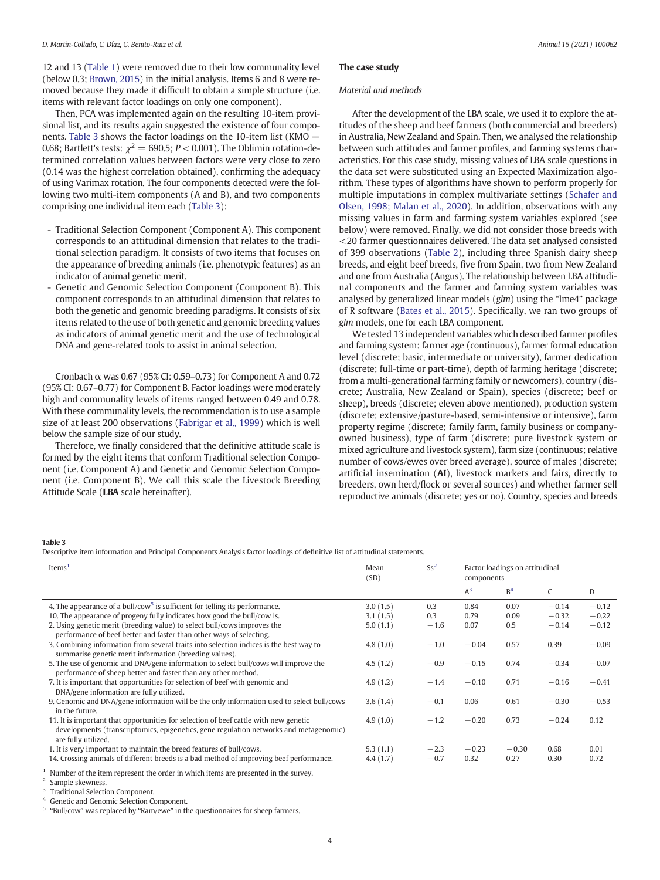12 and 13 (Table 1) were removed due to their low communality level (below 0.3; Brown, 2015) in the initial analysis. Items 6 and 8 were removed because they made it difficult to obtain a simple structure (i.e. items with relevant factor loadings on only one component).

Then, PCA was implemented again on the resulting 10-item provisional list, and its results again suggested the existence of four components. Table 3 shows the factor loadings on the 10-item list (KMO = 0.68; Bartlett's tests: $\chi^2 = 690.5$; $P < 0.001$). The Oblimin rotation-determined correlation values between factors were very close to zero (0.14 was the highest correlation obtained), confirming the adequacy of using Varimax rotation. The four components detected were the following two multi-item components (A and B), and two components comprising one individual item each (Table 3):

- Traditional Selection Component (Component A). This component corresponds to an attitudinal dimension that relates to the traditional selection paradigm. It consists of two items that focuses on the appearance of breeding animals (i.e. phenotypic features) as an indicator of animal genetic merit.
- Genetic and Genomic Selection Component (Component B). This component corresponds to an attitudinal dimension that relates to both the genetic and genomic breeding paradigms. It consists of six items related to the use of both genetic and genomic breeding values as indicators of animal genetic merit and the use of technological DNA and gene-related tools to assist in animal selection.

Cronbach α was 0.67 (95% CI: 0.59–0.73) for Component A and 0.72 (95% CI: 0.67–0.77) for Component B. Factor loadings were moderately high and communality levels of items ranged between 0.49 and 0.78. With these communality levels, the recommendation is to use a sample size of at least 200 observations (Fabrigar et al., 1999) which is well below the sample size of our study.

Therefore, we finally considered that the definitive attitude scale is formed by the eight items that conform Traditional selection Component (i.e. Component A) and Genetic and Genomic Selection Component (i.e. Component B). We call this scale the Livestock Breeding Attitude Scale (**LBA** scale hereinafter).

## The case study

### Material and methods

After the development of the LBA scale, we used it to explore the attitudes of the sheep and beef farmers (both commercial and breeders) in Australia, New Zealand and Spain. Then, we analysed the relationship between such attitudes and farmer profiles, and farming systems characteristics. For this case study, missing values of LBA scale questions in the data set were substituted using an Expected Maximization algorithm. These types of algorithms have shown to perform properly for multiple imputations in complex multivariate settings (Schafer and Olsen, 1998; Malan et al., 2020). In addition, observations with any missing values in farm and farming system variables explored (see below) were removed. Finally, we did not consider those breeds with <20 farmer questionnaires delivered. The data set analysed consisted of 399 observations (Table 2), including three Spanish dairy sheep breeds, and eight beef breeds, five from Spain, two from New Zealand and one from Australia (Angus). The relationship between LBA attitudinal components and the farmer and farming system variables was analysed by generalized linear models (*glm*) using the "lme4" package of R software (Bates et al., 2015). Specifically, we ran two groups of *glm* models, one for each LBA component.

We tested 13 independent variables which described farmer profiles and farming system: farmer age (continuous), farmer formal education level (discrete; basic, intermediate or university), farmer dedication (discrete; full-time or part-time), depth of farming heritage (discrete; from a multi-generational farming family or newcomers), country (discrete; Australia, New Zealand or Spain), species (discrete; beef or sheep), breeds (discrete; eleven above mentioned), production system (discrete; extensive/pasture-based, semi-intensive or intensive), farm property regime (discrete; family farm, family business or company-owned business), type of farm (discrete; pure livestock system or mixed agriculture and livestock system), farm size (continuous; relative number of cows/ewes over breed average), source of males (discrete; artificial insemination (**AI**), livestock markets and fairs, directly to breeders, own herd/flock or several sources) and whether farmer sell reproductive animals (discrete; yes or no). Country, species and breeds

**Table 3**
Descriptive item information and Principal Components Analysis factor loadings of definitive list of attitudinal statements.

| Items[1] | Mean (SD) | Ss[2] | Factor loadings on attitudinal components | | | |
|---|---|---|---|---|---|---|
| | | | A[3] | B[4] | C | D |
| 4. The appearance of a bull/cow[5] is sufficient for telling its performance. | 3.0 (1.5) | 0.3 | 0.84 | 0.07 | −0.14 | −0.12 |
| 10. The appearance of progeny fully indicates how good the bull/cow is. | 3.1 (1.5) | 0.3 | 0.79 | 0.09 | −0.32 | −0.22 |
| 2. Using genetic merit (breeding value) to select bull/cows improves the performance of beef better and faster than other ways of selecting. | 5.0 (1.1) | −1.6 | 0.07 | 0.5 | −0.14 | −0.12 |
| 3. Combining information from several traits into selection indices is the best way to summarise genetic merit information (breeding values). | 4.8 (1.0) | −1.0 | −0.04 | 0.57 | 0.39 | −0.09 |
| 5. The use of genomic and DNA/gene information to select bull/cows will improve the performance of sheep better and faster than any other method. | 4.5 (1.2) | −0.9 | −0.15 | 0.74 | −0.34 | −0.07 |
| 7. It is important that opportunities for selection of beef with genomic and DNA/gene information are fully utilized. | 4.9 (1.2) | −1.4 | −0.10 | 0.71 | −0.16 | −0.41 |
| 9. Genomic and DNA/gene information will be the only information used to select bull/cows in the future. | 3.6 (1.4) | −0.1 | 0.06 | 0.61 | −0.30 | −0.53 |
| 11. It is important that opportunities for selection of beef cattle with new genetic developments (transcriptomics, epigenetics, gene regulation networks and metagenomic) are fully utilized. | 4.9 (1.0) | −1.2 | −0.20 | 0.73 | −0.24 | 0.12 |
| 1. It is very important to maintain the breed features of bull/cows. | 5.3 (1.1) | −2.3 | −0.23 | −0.30 | 0.68 | 0.01 |
| 14. Crossing animals of different breeds is a bad method of improving beef performance. | 4.4 (1.7) | −0.7 | 0.32 | 0.27 | 0.30 | 0.72 |

[1] Number of the item represent the order in which items are presented in the survey.
[2] Sample skewness.
[3] Traditional Selection Component.
[4] Genetic and Genomic Selection Component.
[5] "Bull/cow" was replaced by "Ram/ewe" in the questionnaires for sheep farmers.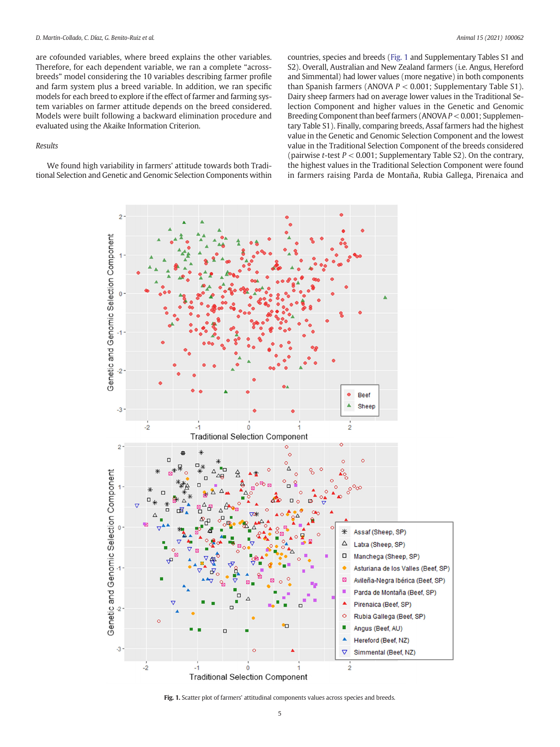are cofounded variables, where breed explains the other variables. Therefore, for each dependent variable, we ran a complete "across-breeds" model considering the 10 variables describing farmer profile and farm system plus a breed variable. In addition, we ran specific models for each breed to explore if the effect of farmer and farming system variables on farmer attitude depends on the breed considered. Models were built following a backward elimination procedure and evaluated using the Akaike Information Criterion.

### Results

We found high variability in farmers' attitude towards both Traditional Selection and Genetic and Genomic Selection Components within countries, species and breeds (Fig. 1 and Supplementary Tables S1 and S2). Overall, Australian and New Zealand farmers (i.e. Angus, Hereford and Simmental) had lower values (more negative) in both components than Spanish farmers (ANOVA $P < 0.001$; Supplementary Table S1). Dairy sheep farmers had on average lower values in the Traditional Selection Component and higher values in the Genetic and Genomic Breeding Component than beef farmers (ANOVA $P < 0.001$; Supplementary Table S1). Finally, comparing breeds, Assaf farmers had the highest value in the Genetic and Genomic Selection Component and the lowest value in the Traditional Selection Component of the breeds considered (pairwise *t*-test $P < 0.001$; Supplementary Table S2). On the contrary, the highest values in the Traditional Selection Component were found in farmers raising Parda de Montaña, Rubia Gallega, Pirenaica and

**Fig. 1.** Scatter plot of farmers' attitudinal components values across species and breeds.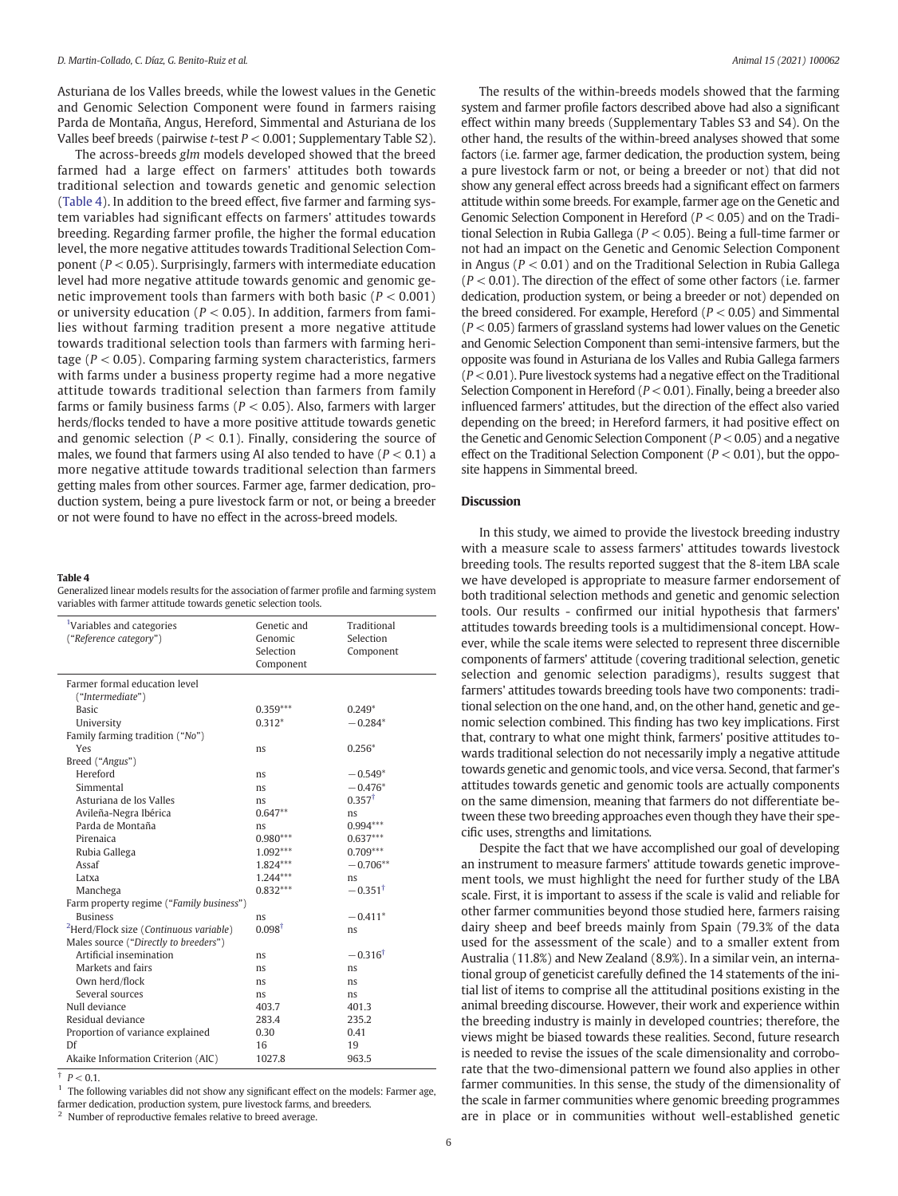Asturiana de los Valles breeds, while the lowest values in the Genetic and Genomic Selection Component were found in farmers raising Parda de Montaña, Angus, Hereford, Simmental and Asturiana de los Valles beef breeds (pairwise *t*-test $P < 0.001$; Supplementary Table S2).

The across-breeds *glm* models developed showed that the breed farmed had a large effect on farmers' attitudes both towards traditional selection and towards genetic and genomic selection (Table 4). In addition to the breed effect, five farmer and farming system variables had significant effects on farmers' attitudes towards breeding. Regarding farmer profile, the higher the formal education level, the more negative attitudes towards Traditional Selection Component ($P < 0.05$). Surprisingly, farmers with intermediate education level had more negative attitude towards genomic and genomic genetic improvement tools than farmers with both basic ($P < 0.001$) or university education ($P < 0.05$). In addition, farmers from families without farming tradition present a more negative attitude towards traditional selection tools than farmers with farming heritage ($P < 0.05$). Comparing farming system characteristics, farmers with farms under a business property regime had a more negative attitude towards traditional selection than farmers from family farms or family business farms ($P < 0.05$). Also, farmers with larger herds/flocks tended to have a more positive attitude towards genetic and genomic selection ($P < 0.1$). Finally, considering the source of males, we found that farmers using AI also tended to have ($P < 0.1$) a more negative attitude towards traditional selection than farmers getting males from other sources. Farmer age, farmer dedication, production system, being a pure livestock farm or not, or being a breeder or not were found to have no effect in the across-breed models.

**Table 4**
Generalized linear models results for the association of farmer profile and farming system variables with farmer attitude towards genetic selection tools.

| [1]Variables and categories ("*Reference category*") | Genetic and Genomic Selection Component | Traditional Selection Component |
|---|---|---|
| Farmer formal education level ("*Intermediate*") | | |
| Basic | 0.359*** | 0.249* |
| University | 0.312* | −0.284* |
| Family farming tradition ("*No*") | | |
| Yes | ns | 0.256* |
| Breed ("*Angus*") | | |
| Hereford | ns | −0.549* |
| Simmental | ns | −0.476* |
| Asturiana de los Valles | ns | 0.357† |
| Avileña-Negra Ibérica | 0.647** | ns |
| Parda de Montaña | ns | 0.994*** |
| Pirenaica | 0.980*** | 0.637*** |
| Rubia Gallega | 1.092*** | 0.709*** |
| Assaf | 1.824*** | −0.706** |
| Latxa | 1.244*** | ns |
| Manchega | 0.832*** | −0.351† |
| Farm property regime ("*Family business*") | | |
| Business | ns | −0.411* |
| [2]Herd/Flock size (*Continuous variable*) | 0.098† | ns |
| Males source ("*Directly to breeders*") | | |
| Artificial insemination | ns | −0.316† |
| Markets and fairs | ns | ns |
| Own herd/flock | ns | ns |
| Several sources | ns | ns |
| Null deviance | 403.7 | 401.3 |
| Residual deviance | 283.4 | 235.2 |
| Proportion of variance explained | 0.30 | 0.41 |
| Df | 16 | 19 |
| Akaike Information Criterion (AIC) | 1027.8 | 963.5 |

† $P < 0.1$.
[1] The following variables did not show any significant effect on the models: Farmer age, farmer dedication, production system, pure livestock farms, and breeders.
[2] Number of reproductive females relative to breed average.

The results of the within-breeds models showed that the farming system and farmer profile factors described above had also a significant effect within many breeds (Supplementary Tables S3 and S4). On the other hand, the results of the within-breed analyses showed that some factors (i.e. farmer age, farmer dedication, the production system, being a pure livestock farm or not, or being a breeder or not) that did not show any general effect across breeds had a significant effect on farmers attitude within some breeds. For example, farmer age on the Genetic and Genomic Selection Component in Hereford ($P < 0.05$) and on the Traditional Selection in Rubia Gallega ($P < 0.05$). Being a full-time farmer or not had an impact on the Genetic and Genomic Selection Component in Angus ($P < 0.01$) and on the Traditional Selection in Rubia Gallega ($P < 0.01$). The direction of the effect of some other factors (i.e. farmer dedication, production system, or being a breeder or not) depended on the breed considered. For example, Hereford ($P < 0.05$) and Simmental ($P < 0.05$) farmers of grassland systems had lower values on the Genetic and Genomic Selection Component than semi-intensive farmers, but the opposite was found in Asturiana de los Valles and Rubia Gallega farmers ($P < 0.01$). Pure livestock systems had a negative effect on the Traditional Selection Component in Hereford ($P < 0.01$). Finally, being a breeder also influenced farmers' attitudes, but the direction of the effect also varied depending on the breed; in Hereford farmers, it had positive effect on the Genetic and Genomic Selection Component ($P < 0.05$) and a negative effect on the Traditional Selection Component ($P < 0.01$), but the opposite happens in Simmental breed.

## Discussion

In this study, we aimed to provide the livestock breeding industry with a measure scale to assess farmers' attitudes towards livestock breeding tools. The results reported suggest that the 8-item LBA scale we have developed is appropriate to measure farmer endorsement of both traditional selection methods and genetic and genomic selection tools. Our results - confirmed our initial hypothesis that farmers' attitudes towards breeding tools is a multidimensional concept. However, while the scale items were selected to represent three discernible components of farmers' attitude (covering traditional selection, genetic selection and genomic selection paradigms), results suggest that farmers' attitudes towards breeding tools have two components: traditional selection on the one hand, and, on the other hand, genetic and genomic selection combined. This finding has two key implications. First that, contrary to what one might think, farmers' positive attitudes towards traditional selection do not necessarily imply a negative attitude towards genetic and genomic tools, and vice versa. Second, that farmer's attitudes towards genetic and genomic tools are actually components on the same dimension, meaning that farmers do not differentiate between these two breeding approaches even though they have their specific uses, strengths and limitations.

Despite the fact that we have accomplished our goal of developing an instrument to measure farmers' attitude towards genetic improvement tools, we must highlight the need for further study of the LBA scale. First, it is important to assess if the scale is valid and reliable for other farmer communities beyond those studied here, farmers raising dairy sheep and beef breeds mainly from Spain (79.3% of the data used for the assessment of the scale) and to a smaller extent from Australia (11.8%) and New Zealand (8.9%). In a similar vein, an international group of geneticist carefully defined the 14 statements of the initial list of items to comprise all the attitudinal positions existing in the animal breeding discourse. However, their work and experience within the breeding industry is mainly in developed countries; therefore, the views might be biased towards these realities. Second, future research is needed to revise the issues of the scale dimensionality and corroborate that the two-dimensional pattern we found also applies in other farmer communities. In this sense, the study of the dimensionality of the scale in farmer communities where genomic breeding programmes are in place or in communities without well-established genetic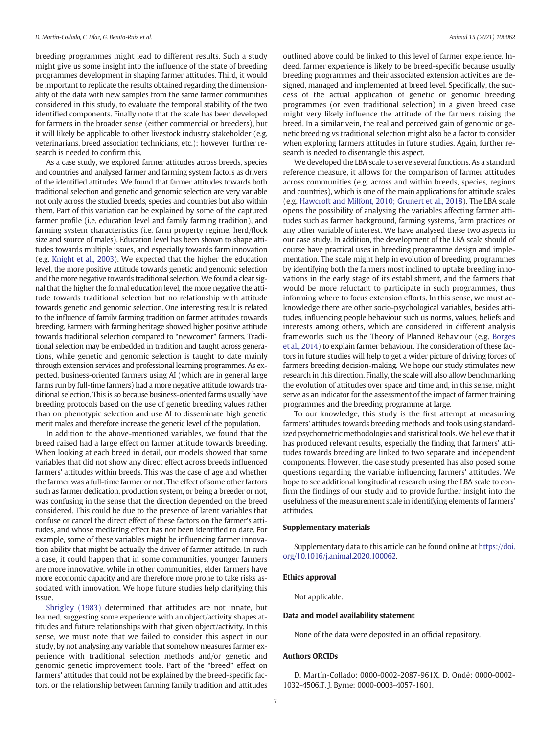breeding programmes might lead to different results. Such a study might give us some insight into the influence of the state of breeding programmes development in shaping farmer attitudes. Third, it would be important to replicate the results obtained regarding the dimensionality of the data with new samples from the same farmer communities considered in this study, to evaluate the temporal stability of the two identified components. Finally note that the scale has been developed for farmers in the broader sense (either commercial or breeders), but it will likely be applicable to other livestock industry stakeholder (e.g. veterinarians, breed association technicians, etc.); however, further research is needed to confirm this.

As a case study, we explored farmer attitudes across breeds, species and countries and analysed farmer and farming system factors as drivers of the identified attitudes. We found that farmer attitudes towards both traditional selection and genetic and genomic selection are very variable not only across the studied breeds, species and countries but also within them. Part of this variation can be explained by some of the captured farmer profile (i.e. education level and family farming tradition), and farming system characteristics (i.e. farm property regime, herd/flock size and source of males). Education level has been shown to shape attitudes towards multiple issues, and especially towards farm innovation (e.g. Knight et al., 2003). We expected that the higher the education level, the more positive attitude towards genetic and genomic selection and the more negative towards traditional selection. We found a clear signal that the higher the formal education level, the more negative the attitude towards traditional selection but no relationship with attitude towards genetic and genomic selection. One interesting result is related to the influence of family farming tradition on farmer attitudes towards breeding. Farmers with farming heritage showed higher positive attitude towards traditional selection compared to "newcomer" farmers. Traditional selection may be embedded in tradition and taught across generations, while genetic and genomic selection is taught to date mainly through extension services and professional learning programmes. As expected, business-oriented farmers using AI (which are in general large farms run by full-time farmers) had a more negative attitude towards traditional selection. This is so because business-oriented farms usually have breeding protocols based on the use of genetic breeding values rather than on phenotypic selection and use AI to disseminate high genetic merit males and therefore increase the genetic level of the population.

In addition to the above-mentioned variables, we found that the breed raised had a large effect on farmer attitude towards breeding. When looking at each breed in detail, our models showed that some variables that did not show any direct effect across breeds influenced farmers' attitudes within breeds. This was the case of age and whether the farmer was a full-time farmer or not. The effect of some other factors such as farmer dedication, production system, or being a breeder or not, was confusing in the sense that the direction depended on the breed considered. This could be due to the presence of latent variables that confuse or cancel the direct effect of these factors on the farmer's attitudes, and whose mediating effect has not been identified to date. For example, some of these variables might be influencing farmer innovation ability that might be actually the driver of farmer attitude. In such a case, it could happen that in some communities, younger farmers are more innovative, while in other communities, elder farmers have more economic capacity and are therefore more prone to take risks associated with innovation. We hope future studies help clarifying this issue.

Shrigley (1983) determined that attitudes are not innate, but learned, suggesting some experience with an object/activity shapes attitudes and future relationships with that given object/activity. In this sense, we must note that we failed to consider this aspect in our study, by not analysing any variable that somehow measures farmer experience with traditional selection methods and/or genetic and genomic genetic improvement tools. Part of the "breed" effect on farmers' attitudes that could not be explained by the breed-specific factors, or the relationship between farming family tradition and attitudes outlined above could be linked to this level of farmer experience. Indeed, farmer experience is likely to be breed-specific because usually breeding programmes and their associated extension activities are designed, managed and implemented at breed level. Specifically, the success of the actual application of genetic or genomic breeding programmes (or even traditional selection) in a given breed case might very likely influence the attitude of the farmers raising the breed. In a similar vein, the real and perceived gain of genomic or genetic breeding vs traditional selection might also be a factor to consider when exploring farmers attitudes in future studies. Again, further research is needed to disentangle this aspect.

We developed the LBA scale to serve several functions. As a standard reference measure, it allows for the comparison of farmer attitudes across communities (e.g. across and within breeds, species, regions and countries), which is one of the main applications for attitude scales (e.g. Hawcroft and Milfont, 2010; Grunert et al., 2018). The LBA scale opens the possibility of analysing the variables affecting farmer attitudes such as farmer background, farming systems, farm practices or any other variable of interest. We have analysed these two aspects in our case study. In addition, the development of the LBA scale should of course have practical uses in breeding programme design and implementation. The scale might help in evolution of breeding programmes by identifying both the farmers most inclined to uptake breeding innovations in the early stage of its establishment, and the farmers that would be more reluctant to participate in such programmes, thus informing where to focus extension efforts. In this sense, we must acknowledge there are other socio-psychological variables, besides attitudes, influencing people behaviour such us norms, values, beliefs and interests among others, which are considered in different analysis frameworks such us the Theory of Planned Behaviour (e.g. Borges et al., 2014) to explain farmer behaviour. The consideration of these factors in future studies will help to get a wider picture of driving forces of farmers breeding decision-making. We hope our study stimulates new research in this direction. Finally, the scale will also allow benchmarking the evolution of attitudes over space and time and, in this sense, might serve as an indicator for the assessment of the impact of farmer training programmes and the breeding programme at large.

To our knowledge, this study is the first attempt at measuring farmers' attitudes towards breeding methods and tools using standardized psychometric methodologies and statistical tools. We believe that it has produced relevant results, especially the finding that farmers' attitudes towards breeding are linked to two separate and independent components. However, the case study presented has also posed some questions regarding the variable influencing farmers' attitudes. We hope to see additional longitudinal research using the LBA scale to confirm the findings of our study and to provide further insight into the usefulness of the measurement scale in identifying elements of farmers' attitudes.

## Supplementary materials

Supplementary data to this article can be found online at https://doi.org/10.1016/j.animal.2020.100062.

## Ethics approval

Not applicable.

## Data and model availability statement

None of the data were deposited in an official repository.

## Authors ORCIDs

D. Martín-Collado: 0000-0002-2087-961X. D. Ondé: 0000-0002-1032-4506.T. J. Byrne: 0000-0003-4057-1601.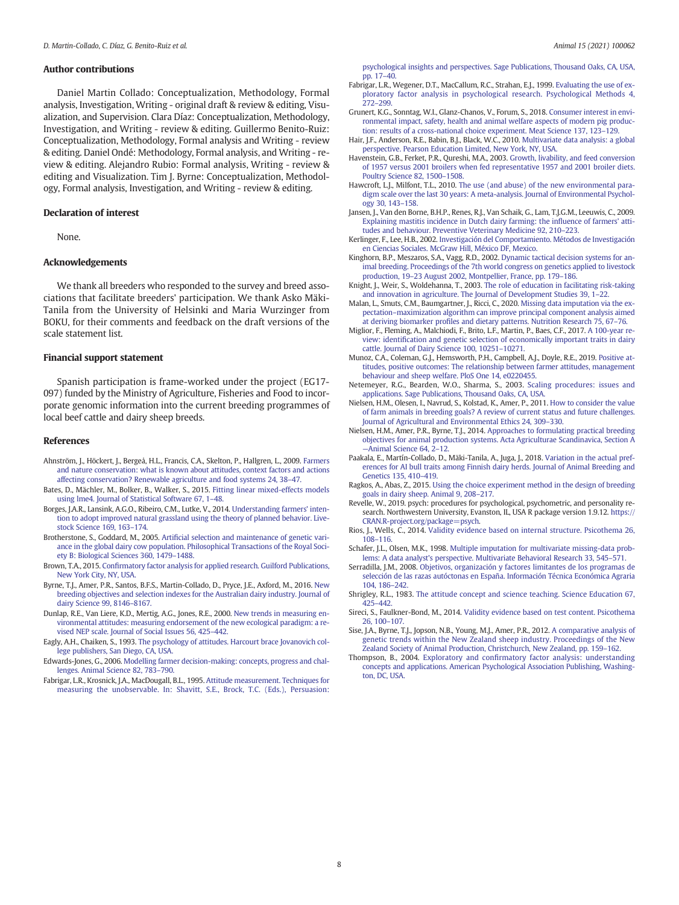## Author contributions

Daniel Martin Collado: Conceptualization, Methodology, Formal analysis, Investigation, Writing - original draft & review & editing, Visualization, and Supervision. Clara Díaz: Conceptualization, Methodology, Investigation, and Writing - review & editing. Guillermo Benito-Ruiz: Conceptualization, Methodology, Formal analysis and Writing - review & editing. Daniel Ondé: Methodology, Formal analysis, and Writing - review & editing. Alejandro Rubio: Formal analysis, Writing - review & editing and Visualization. Tim J. Byrne: Conceptualization, Methodology, Formal analysis, Investigation, and Writing - review & editing.

## Declaration of interest

None.

## Acknowledgements

We thank all breeders who responded to the survey and breed associations that facilitate breeders' participation. We thank Asko Mäki-Tanila from the University of Helsinki and Maria Wurzinger from BOKU, for their comments and feedback on the draft versions of the scale statement list.

## Financial support statement

Spanish participation is frame-worked under the project (EG17-097) funded by the Ministry of Agriculture, Fisheries and Food to incorporate genomic information into the current breeding programmes of local beef cattle and dairy sheep breeds.

## References

Ahnström, J., Höckert, J., Bergeå, H.L., Francis, C.A., Skelton, P., Hallgren, L., 2009. Farmers and nature conservation: what is known about attitudes, context factors and actions affecting conservation? Renewable agriculture and food systems 24, 38–47.

Bates, D., Mächler, M., Bolker, B., Walker, S., 2015. Fitting linear mixed-effects models using lme4. Journal of Statistical Software 67, 1–48.

Borges, J.A.R., Lansink, A.G.O., Ribeiro, C.M., Lutke, V., 2014. Understanding farmers' intention to adopt improved natural grassland using the theory of planned behavior. Livestock Science 169, 163–174.

Brotherstone, S., Goddard, M., 2005. Artificial selection and maintenance of genetic variance in the global dairy cow population. Philosophical Transactions of the Royal Society B: Biological Sciences 360, 1479–1488.

Brown, T.A., 2015. Confirmatory factor analysis for applied research. Guilford Publications, New York City, NY, USA.

Byrne, T.J., Amer, P.R., Santos, B.F.S., Martin-Collado, D., Pryce, J.E., Axford, M., 2016. New breeding objectives and selection indexes for the Australian dairy industry. Journal of dairy Science 99, 8146–8167.

Dunlap, R.E., Van Liere, K.D., Mertig, A.G., Jones, R.E., 2000. New trends in measuring environmental attitudes: measuring endorsement of the new ecological paradigm: a revised NEP scale. Journal of Social Issues 56, 425–442.

Eagly, A.H., Chaiken, S., 1993. The psychology of attitudes. Harcourt brace Jovanovich college publishers, San Diego, CA, USA.

Edwards-Jones, G., 2006. Modelling farmer decision-making: concepts, progress and challenges. Animal Science 82, 783–790.

Fabrigar, L.R., Krosnick, J.A., MacDougall, B.L., 1995. Attitude measurement. Techniques for measuring the unobservable. In: Shavitt, S.E., Brock, T.C. (Eds.), Persuasion: psychological insights and perspectives. Sage Publications, Thousand Oaks, CA, USA, pp. 17–40.

Fabrigar, L.R., Wegener, D.T., MacCallum, R.C., Strahan, E.J., 1999. Evaluating the use of exploratory factor analysis in psychological research. Psychological Methods 4, 272–299.

Grunert, K.G., Sonntag, W.I., Glanz-Chanos, V., Forum, S., 2018. Consumer interest in environmental impact, safety, health and animal welfare aspects of modern pig production: results of a cross-national choice experiment. Meat Science 137, 123–129.

Hair, J.F., Anderson, R.E., Babin, B.J., Black, W.C., 2010. Multivariate data analysis: a global perspective. Pearson Education Limited, New York, NY, USA.

Havenstein, G.B., Ferket, P.R., Qureshi, M.A., 2003. Growth, livability, and feed conversion of 1957 versus 2001 broilers when fed representative 1957 and 2001 broiler diets. Poultry Science 82, 1500–1508.

Hawcroft, L.J., Milfont, T.L., 2010. The use (and abuse) of the new environmental paradigm scale over the last 30 years: A meta-analysis. Journal of Environmental Psychology 30, 143–158.

Jansen, J., Van den Borne, B.H.P., Renes, R.J., Van Schaik, G., Lam, T.J.G.M., Leeuwis, C., 2009. Explaining mastitis incidence in Dutch dairy farming: the influence of farmers' attitudes and behaviour. Preventive Veterinary Medicine 92, 210–223.

Kerlinger, F., Lee, H.B., 2002. Investigación del Comportamiento. Métodos de Investigación en Ciencias Sociales. McGraw Hill, México DF, Mexico.

Kinghorn, B.P., Meszaros, S.A., Vagg, R.D., 2002. Dynamic tactical decision systems for animal breeding. Proceedings of the 7th world congress on genetics applied to livestock production, 19–23 August 2002, Montpellier, France, pp. 179–186.

Knight, J., Weir, S., Woldehanna, T., 2003. The role of education in facilitating risk-taking and innovation in agriculture. The Journal of Development Studies 39, 1–22.

Malan, L., Smuts, C.M., Baumgartner, J., Ricci, C., 2020. Missing data imputation via the expectation–maximization algorithm can improve principal component analysis aimed at deriving biomarker profiles and dietary patterns. Nutrition Research 75, 67–76.

Miglior, F., Fleming, A., Malchiodi, F., Brito, L.F., Martin, P., Baes, C.F., 2017. A 100-year review: identification and genetic selection of economically important traits in dairy cattle. Journal of Dairy Science 100, 10251–10271.

Munoz, C.A., Coleman, G.J., Hemsworth, P.H., Campbell, A.J., Doyle, R.E., 2019. Positive attitudes, positive outcomes: The relationship between farmer attitudes, management behaviour and sheep welfare. PloS One 14, e0220455.

Netemeyer, R.G., Bearden, W.O., Sharma, S., 2003. Scaling procedures: issues and applications. Sage Publications, Thousand Oaks, CA, USA.

Nielsen, H.M., Olesen, I., Navrud, S., Kolstad, K., Amer, P., 2011. How to consider the value of farm animals in breeding goals? A review of current status and future challenges. Journal of Agricultural and Environmental Ethics 24, 309–330.

Nielsen, H.M., Amer, P.R., Byrne, T.J., 2014. Approaches to formulating practical breeding objectives for animal production systems. Acta Agriculturae Scandinavica, Section A —Animal Science 64, 2–12.

Paakala, E., Martín-Collado, D., Mäki-Tanila, A., Juga, J., 2018. Variation in the actual preferences for AI bull traits among Finnish dairy herds. Journal of Animal Breeding and Genetics 135, 410–419.

Ragkos, A., Abas, Z., 2015. Using the choice experiment method in the design of breeding goals in dairy sheep. Animal 9, 208–217.

Revelle, W., 2019. psych: procedures for psychological, psychometric, and personality research. Northwestern University, Evanston, IL, USA R package version 1.9.12. https://CRAN.R-project.org/package=psych.

Rios, J., Wells, C., 2014. Validity evidence based on internal structure. Psicothema 26, 108–116.

Schafer, J.L., Olsen, M.K., 1998. Multiple imputation for multivariate missing-data problems: A data analyst's perspective. Multivariate Behavioral Research 33, 545–571.

Serradilla, J.M., 2008. Objetivos, organización y factores limitantes de los programas de selección de las razas autóctonas en España. Información Técnica Económica Agraria 104, 186–242.

Shrigley, R.L., 1983. The attitude concept and science teaching. Science Education 67, 425–442.

Sireci, S., Faulkner-Bond, M., 2014. Validity evidence based on test content. Psicothema 26, 100–107.

Sise, J.A., Byrne, T.J., Jopson, N.B., Young, M.J., Amer, P.R., 2012. A comparative analysis of genetic trends within the New Zealand sheep industry. Proceedings of the New Zealand Society of Animal Production, Christchurch, New Zealand, pp. 159–162.

Thompson, B., 2004. Exploratory and confirmatory factor analysis: understanding concepts and applications. American Psychological Association Publishing, Washington, DC, USA.